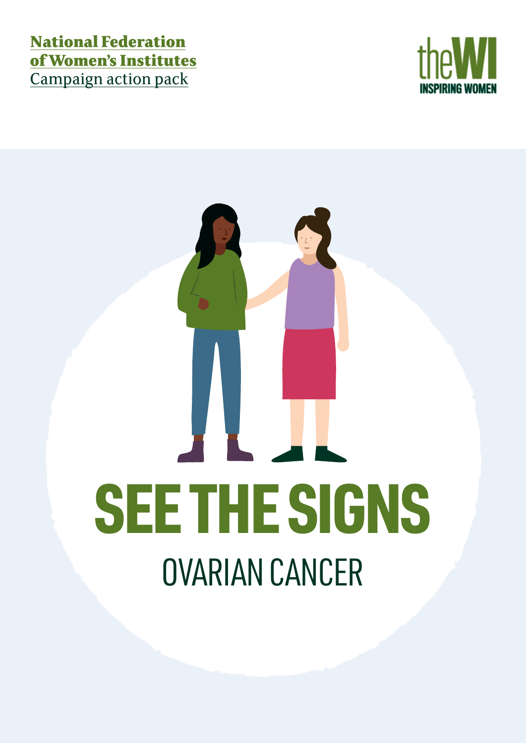**National Federation of Women's Institutes**
Campaign action pack

theWI
INSPIRING WOMEN

# SEE THE SIGNS

## OVARIAN CANCER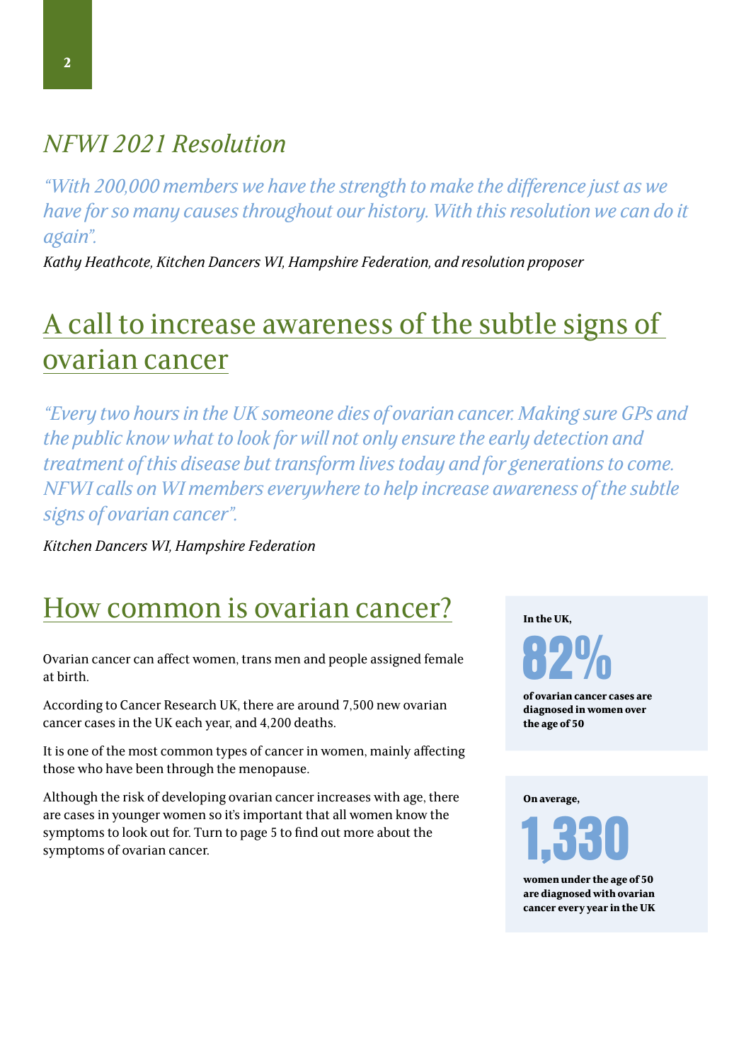## *NFWI 2021 Resolution*

*"With 200,000 members we have the strength to make the difference just as we have for so many causes throughout our history. With this resolution we can do it again".*

*Kathy Heathcote, Kitchen Dancers WI, Hampshire Federation, and resolution proposer*

## A call to increase awareness of the subtle signs of ovarian cancer

*"Every two hours in the UK someone dies of ovarian cancer. Making sure GPs and the public know what to look for will not only ensure the early detection and treatment of this disease but transform lives today and for generations to come. NFWI calls on WI members everywhere to help increase awareness of the subtle signs of ovarian cancer".*

*Kitchen Dancers WI, Hampshire Federation*

## How common is ovarian cancer?

Ovarian cancer can affect women, trans men and people assigned female at birth.

According to Cancer Research UK, there are around 7,500 new ovarian cancer cases in the UK each year, and 4,200 deaths.

It is one of the most common types of cancer in women, mainly affecting those who have been through the menopause.

Although the risk of developing ovarian cancer increases with age, there are cases in younger women so it's important that all women know the symptoms to look out for. Turn to page 5 to find out more about the symptoms of ovarian cancer.

**In the UK,**

# 82%

**of ovarian cancer cases are diagnosed in women over the age of 50**

**On average,**

# 1,330

**women under the age of 50 are diagnosed with ovarian cancer every year in the UK**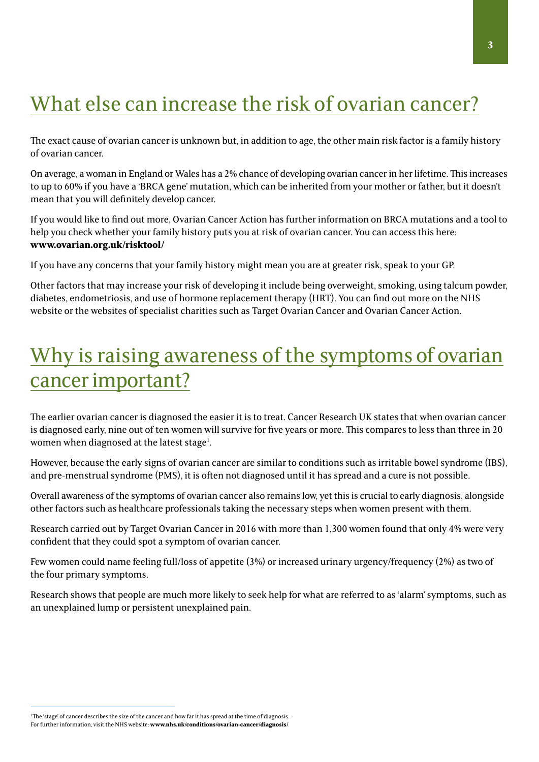## What else can increase the risk of ovarian cancer?

The exact cause of ovarian cancer is unknown but, in addition to age, the other main risk factor is a family history of ovarian cancer.

On average, a woman in England or Wales has a 2% chance of developing ovarian cancer in her lifetime. This increases to up to 60% if you have a 'BRCA gene' mutation, which can be inherited from your mother or father, but it doesn't mean that you will definitely develop cancer.

If you would like to find out more, Ovarian Cancer Action has further information on BRCA mutations and a tool to help you check whether your family history puts you at risk of ovarian cancer. You can access this here: **www.ovarian.org.uk/risktool/**

If you have any concerns that your family history might mean you are at greater risk, speak to your GP.

Other factors that may increase your risk of developing it include being overweight, smoking, using talcum powder, diabetes, endometriosis, and use of hormone replacement therapy (HRT). You can find out more on the NHS website or the websites of specialist charities such as Target Ovarian Cancer and Ovarian Cancer Action.

## Why is raising awareness of the symptoms of ovarian cancer important?

The earlier ovarian cancer is diagnosed the easier it is to treat. Cancer Research UK states that when ovarian cancer is diagnosed early, nine out of ten women will survive for five years or more. This compares to less than three in 20 women when diagnosed at the latest stage[1].

However, because the early signs of ovarian cancer are similar to conditions such as irritable bowel syndrome (IBS), and pre-menstrual syndrome (PMS), it is often not diagnosed until it has spread and a cure is not possible.

Overall awareness of the symptoms of ovarian cancer also remains low, yet this is crucial to early diagnosis, alongside other factors such as healthcare professionals taking the necessary steps when women present with them.

Research carried out by Target Ovarian Cancer in 2016 with more than 1,300 women found that only 4% were very confident that they could spot a symptom of ovarian cancer.

Few women could name feeling full/loss of appetite (3%) or increased urinary urgency/frequency (2%) as two of the four primary symptoms.

Research shows that people are much more likely to seek help for what are referred to as 'alarm' symptoms, such as an unexplained lump or persistent unexplained pain.

---

[1] The 'stage' of cancer describes the size of the cancer and how far it has spread at the time of diagnosis. For further information, visit the NHS website: **www.nhs.uk/conditions/ovarian-cancer/diagnosis/**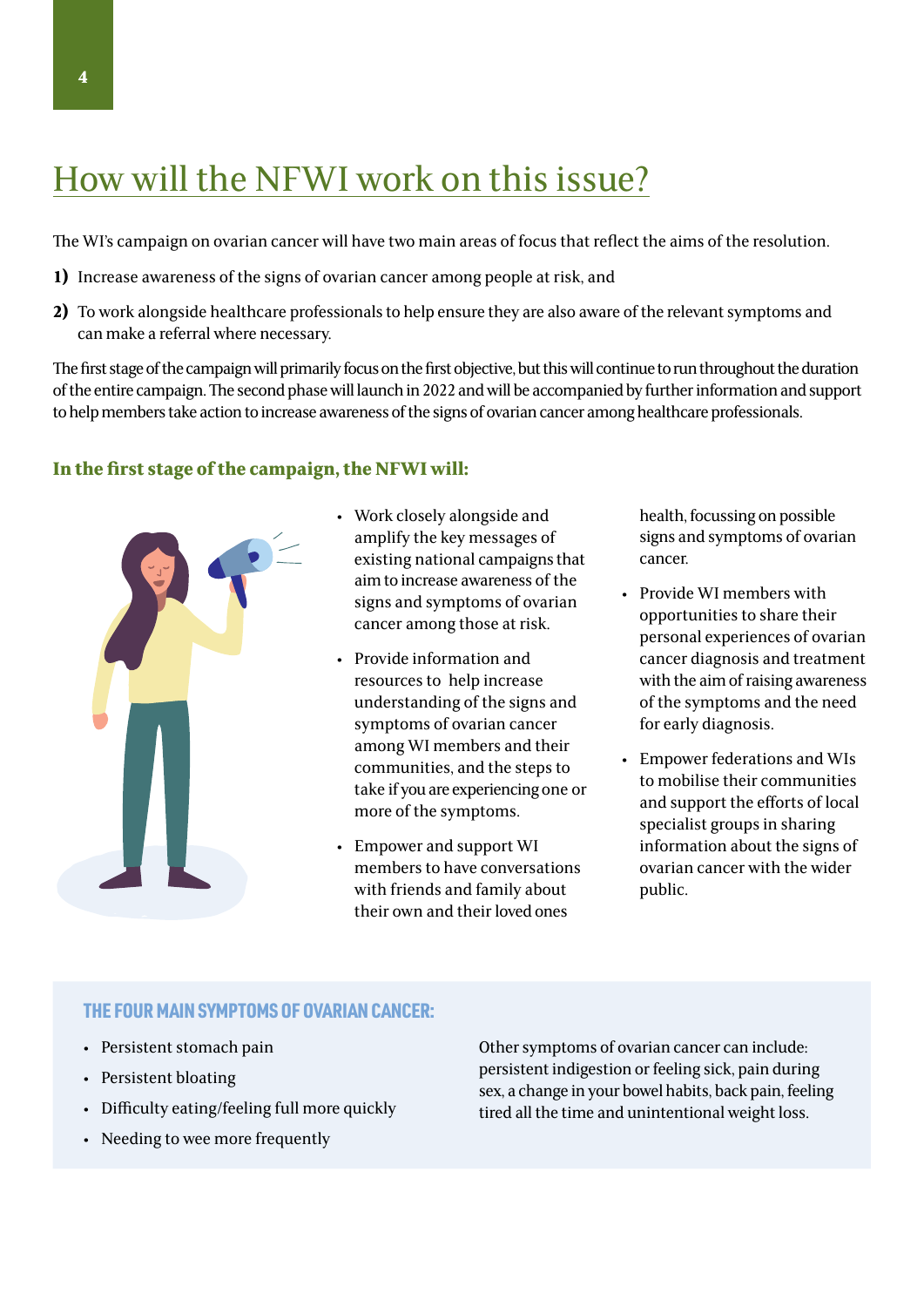# How will the NFWI work on this issue?

The WI's campaign on ovarian cancer will have two main areas of focus that reflect the aims of the resolution.

1) Increase awareness of the signs of ovarian cancer among people at risk, and

2) To work alongside healthcare professionals to help ensure they are also aware of the relevant symptoms and can make a referral where necessary.

The first stage of the campaign will primarily focus on the first objective, but this will continue to run throughout the duration of the entire campaign. The second phase will launch in 2022 and will be accompanied by further information and support to help members take action to increase awareness of the signs of ovarian cancer among healthcare professionals.

### In the first stage of the campaign, the NFWI will:

- Work closely alongside and amplify the key messages of existing national campaigns that aim to increase awareness of the signs and symptoms of ovarian cancer among those at risk.
- Provide information and resources to help increase understanding of the signs and symptoms of ovarian cancer among WI members and their communities, and the steps to take if you are experiencing one or more of the symptoms.
- Empower and support WI members to have conversations with friends and family about their own and their loved ones health, focussing on possible signs and symptoms of ovarian cancer.
- Provide WI members with opportunities to share their personal experiences of ovarian cancer diagnosis and treatment with the aim of raising awareness of the symptoms and the need for early diagnosis.
- Empower federations and WIs to mobilise their communities and support the efforts of local specialist groups in sharing information about the signs of ovarian cancer with the wider public.

### THE FOUR MAIN SYMPTOMS OF OVARIAN CANCER:

- Persistent stomach pain
- Persistent bloating
- Difficulty eating/feeling full more quickly
- Needing to wee more frequently

Other symptoms of ovarian cancer can include: persistent indigestion or feeling sick, pain during sex, a change in your bowel habits, back pain, feeling tired all the time and unintentional weight loss.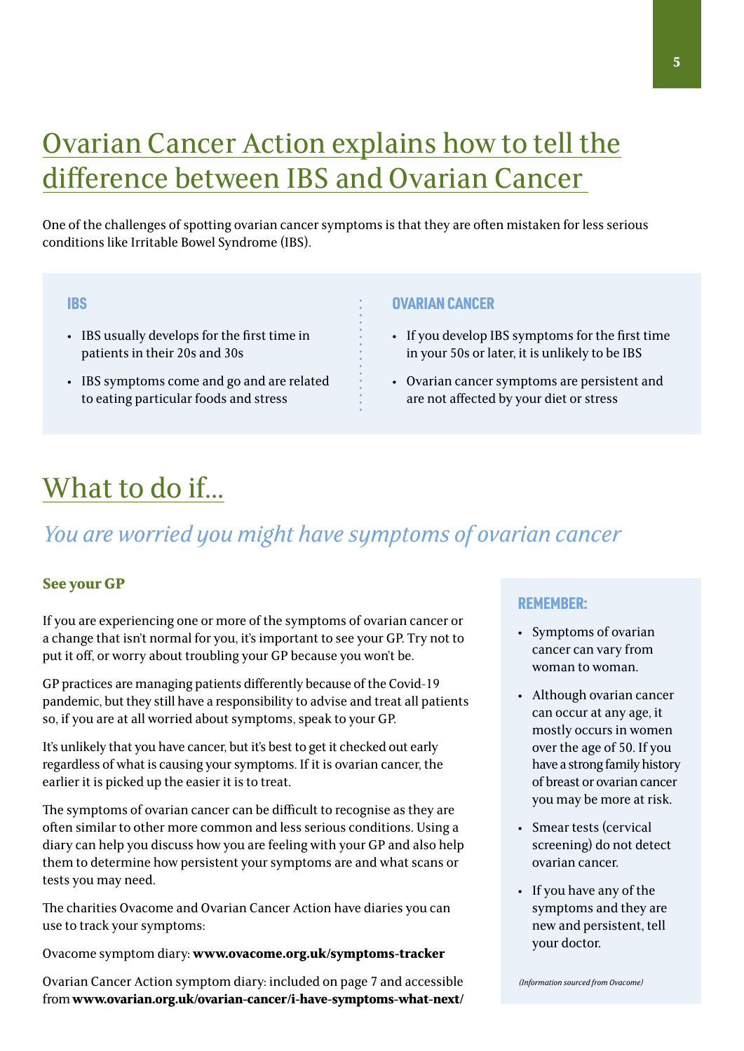# Ovarian Cancer Action explains how to tell the difference between IBS and Ovarian Cancer

One of the challenges of spotting ovarian cancer symptoms is that they are often mistaken for less serious conditions like Irritable Bowel Syndrome (IBS).

### IBS

- IBS usually develops for the first time in patients in their 20s and 30s
- IBS symptoms come and go and are related to eating particular foods and stress

### OVARIAN CANCER

- If you develop IBS symptoms for the first time in your 50s or later, it is unlikely to be IBS
- Ovarian cancer symptoms are persistent and are not affected by your diet or stress

# What to do if...

## *You are worried you might have symptoms of ovarian cancer*

### See your GP

If you are experiencing one or more of the symptoms of ovarian cancer or a change that isn't normal for you, it's important to see your GP. Try not to put it off, or worry about troubling your GP because you won't be.

GP practices are managing patients differently because of the Covid-19 pandemic, but they still have a responsibility to advise and treat all patients so, if you are at all worried about symptoms, speak to your GP.

It's unlikely that you have cancer, but it's best to get it checked out early regardless of what is causing your symptoms. If it is ovarian cancer, the earlier it is picked up the easier it is to treat.

The symptoms of ovarian cancer can be difficult to recognise as they are often similar to other more common and less serious conditions. Using a diary can help you discuss how you are feeling with your GP and also help them to determine how persistent your symptoms are and what scans or tests you may need.

The charities Ovacome and Ovarian Cancer Action have diaries you can use to track your symptoms:

Ovacome symptom diary: **www.ovacome.org.uk/symptoms-tracker**

Ovarian Cancer Action symptom diary: included on page 7 and accessible from **www.ovarian.org.uk/ovarian-cancer/i-have-symptoms-what-next/**

### REMEMBER:

- Symptoms of ovarian cancer can vary from woman to woman.
- Although ovarian cancer can occur at any age, it mostly occurs in women over the age of 50. If you have a strong family history of breast or ovarian cancer you may be more at risk.
- Smear tests (cervical screening) do not detect ovarian cancer.
- If you have any of the symptoms and they are new and persistent, tell your doctor.

*(Information sourced from Ovacome)*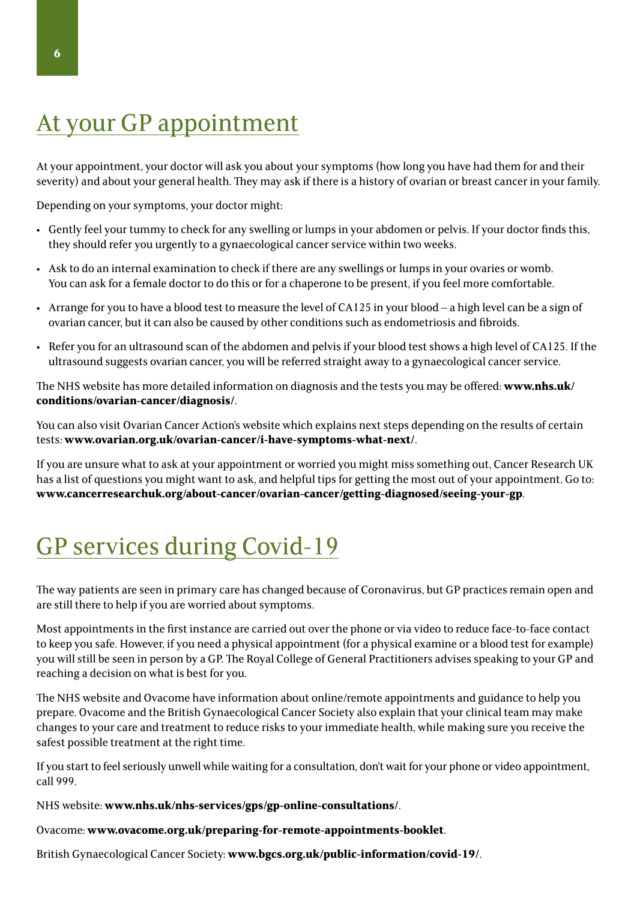# At your GP appointment

At your appointment, your doctor will ask you about your symptoms (how long you have had them for and their severity) and about your general health. They may ask if there is a history of ovarian or breast cancer in your family.

Depending on your symptoms, your doctor might:

- Gently feel your tummy to check for any swelling or lumps in your abdomen or pelvis. If your doctor finds this, they should refer you urgently to a gynaecological cancer service within two weeks.
- Ask to do an internal examination to check if there are any swellings or lumps in your ovaries or womb. You can ask for a female doctor to do this or for a chaperone to be present, if you feel more comfortable.
- Arrange for you to have a blood test to measure the level of CA125 in your blood – a high level can be a sign of ovarian cancer, but it can also be caused by other conditions such as endometriosis and fibroids.
- Refer you for an ultrasound scan of the abdomen and pelvis if your blood test shows a high level of CA125. If the ultrasound suggests ovarian cancer, you will be referred straight away to a gynaecological cancer service.

The NHS website has more detailed information on diagnosis and the tests you may be offered: **www.nhs.uk/conditions/ovarian-cancer/diagnosis/**.

You can also visit Ovarian Cancer Action's website which explains next steps depending on the results of certain tests: **www.ovarian.org.uk/ovarian-cancer/i-have-symptoms-what-next/**.

If you are unsure what to ask at your appointment or worried you might miss something out, Cancer Research UK has a list of questions you might want to ask, and helpful tips for getting the most out of your appointment. Go to: **www.cancerresearchuk.org/about-cancer/ovarian-cancer/getting-diagnosed/seeing-your-gp**.

# GP services during Covid-19

The way patients are seen in primary care has changed because of Coronavirus, but GP practices remain open and are still there to help if you are worried about symptoms.

Most appointments in the first instance are carried out over the phone or via video to reduce face-to-face contact to keep you safe. However, if you need a physical appointment (for a physical examine or a blood test for example) you will still be seen in person by a GP. The Royal College of General Practitioners advises speaking to your GP and reaching a decision on what is best for you.

The NHS website and Ovacome have information about online/remote appointments and guidance to help you prepare. Ovacome and the British Gynaecological Cancer Society also explain that your clinical team may make changes to your care and treatment to reduce risks to your immediate health, while making sure you receive the safest possible treatment at the right time.

If you start to feel seriously unwell while waiting for a consultation, don't wait for your phone or video appointment, call 999.

NHS website: **www.nhs.uk/nhs-services/gps/gp-online-consultations/**.

Ovacome: **www.ovacome.org.uk/preparing-for-remote-appointments-booklet**.

British Gynaecological Cancer Society: **www.bgcs.org.uk/public-information/covid-19/**.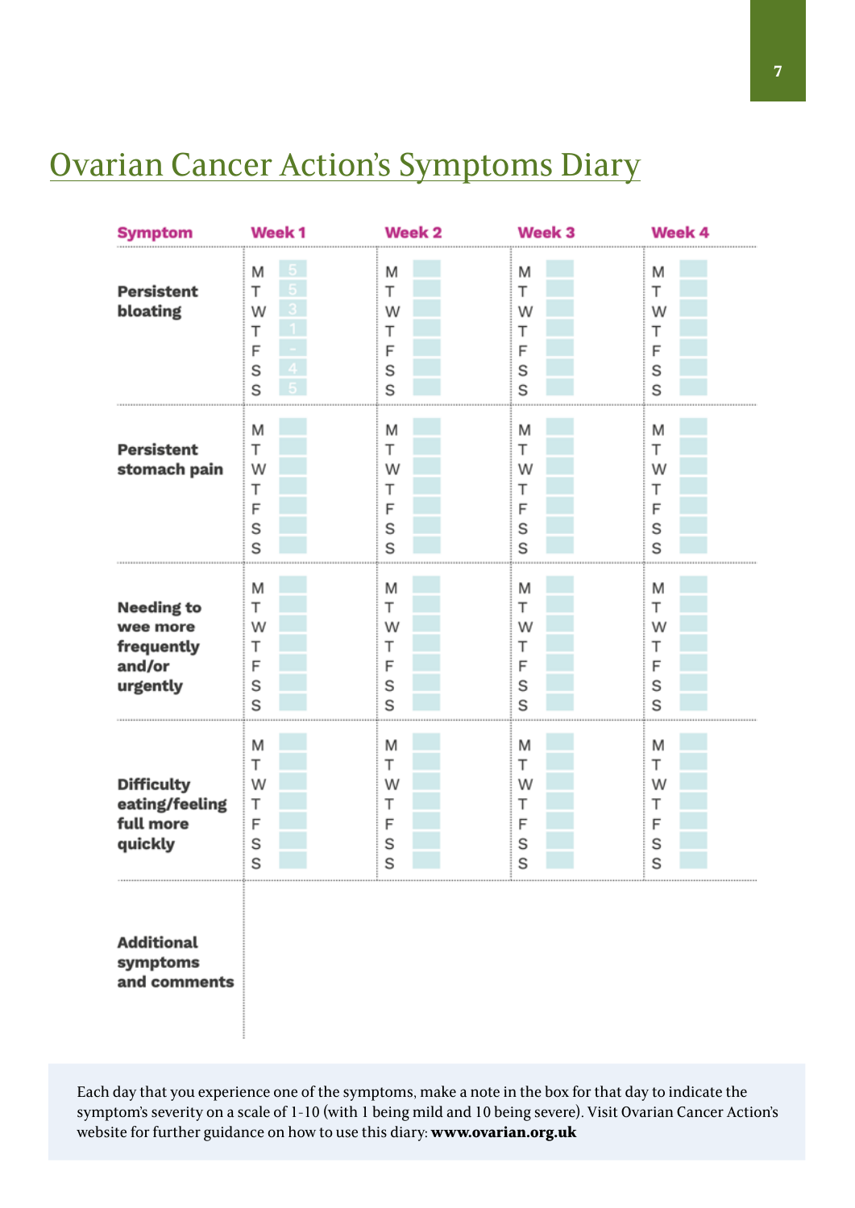# Ovarian Cancer Action's Symptoms Diary

| Symptom | Week 1 | | Week 2 | | Week 3 | | Week 4 | |
|---|---|---|---|---|---|---|---|---|
| **Persistent bloating** | M | 5 | M | | M | | M | |
| | T | 5 | T | | T | | T | |
| | W | 3 | W | | W | | W | |
| | T | 1 | T | | T | | T | |
| | F | - | F | | F | | F | |
| | S | 4 | S | | S | | S | |
| | S | 5 | S | | S | | S | |
| **Persistent stomach pain** | M | | M | | M | | M | |
| | T | | T | | T | | T | |
| | W | | W | | W | | W | |
| | T | | T | | T | | T | |
| | F | | F | | F | | F | |
| | S | | S | | S | | S | |
| | S | | S | | S | | S | |
| **Needing to wee more frequently and/or urgently** | M | | M | | M | | M | |
| | T | | T | | T | | T | |
| | W | | W | | W | | W | |
| | T | | T | | T | | T | |
| | F | | F | | F | | F | |
| | S | | S | | S | | S | |
| | S | | S | | S | | S | |
| **Difficulty eating/feeling full more quickly** | M | | M | | M | | M | |
| | T | | T | | T | | T | |
| | W | | W | | W | | W | |
| | T | | T | | T | | T | |
| | F | | F | | F | | F | |
| | S | | S | | S | | S | |
| | S | | S | | S | | S | |
| **Additional symptoms and comments** | | | | | | | | |

Each day that you experience one of the symptoms, make a note in the box for that day to indicate the symptom's severity on a scale of 1-10 (with 1 being mild and 10 being severe). Visit Ovarian Cancer Action's website for further guidance on how to use this diary: **www.ovarian.org.uk**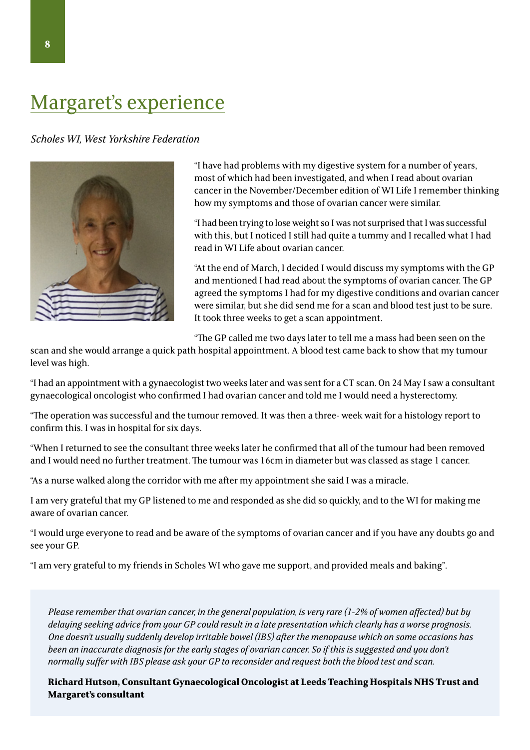# Margaret's experience

*Scholes WI, West Yorkshire Federation*

"I have had problems with my digestive system for a number of years, most of which had been investigated, and when I read about ovarian cancer in the November/December edition of WI Life I remember thinking how my symptoms and those of ovarian cancer were similar.

"I had been trying to lose weight so I was not surprised that I was successful with this, but I noticed I still had quite a tummy and I recalled what I had read in WI Life about ovarian cancer.

"At the end of March, I decided I would discuss my symptoms with the GP and mentioned I had read about the symptoms of ovarian cancer. The GP agreed the symptoms I had for my digestive conditions and ovarian cancer were similar, but she did send me for a scan and blood test just to be sure. It took three weeks to get a scan appointment.

"The GP called me two days later to tell me a mass had been seen on the scan and she would arrange a quick path hospital appointment. A blood test came back to show that my tumour level was high.

"I had an appointment with a gynaecologist two weeks later and was sent for a CT scan. On 24 May I saw a consultant gynaecological oncologist who confirmed I had ovarian cancer and told me I would need a hysterectomy.

"The operation was successful and the tumour removed. It was then a three- week wait for a histology report to confirm this. I was in hospital for six days.

"When I returned to see the consultant three weeks later he confirmed that all of the tumour had been removed and I would need no further treatment. The tumour was 16cm in diameter but was classed as stage 1 cancer.

"As a nurse walked along the corridor with me after my appointment she said I was a miracle.

I am very grateful that my GP listened to me and responded as she did so quickly, and to the WI for making me aware of ovarian cancer.

"I would urge everyone to read and be aware of the symptoms of ovarian cancer and if you have any doubts go and see your GP.

"I am very grateful to my friends in Scholes WI who gave me support, and provided meals and baking".

*Please remember that ovarian cancer, in the general population, is very rare (1-2% of women affected) but by delaying seeking advice from your GP could result in a late presentation which clearly has a worse prognosis. One doesn't usually suddenly develop irritable bowel (IBS) after the menopause which on some occasions has been an inaccurate diagnosis for the early stages of ovarian cancer. So if this is suggested and you don't normally suffer with IBS please ask your GP to reconsider and request both the blood test and scan.*

**Richard Hutson, Consultant Gynaecological Oncologist at Leeds Teaching Hospitals NHS Trust and Margaret's consultant**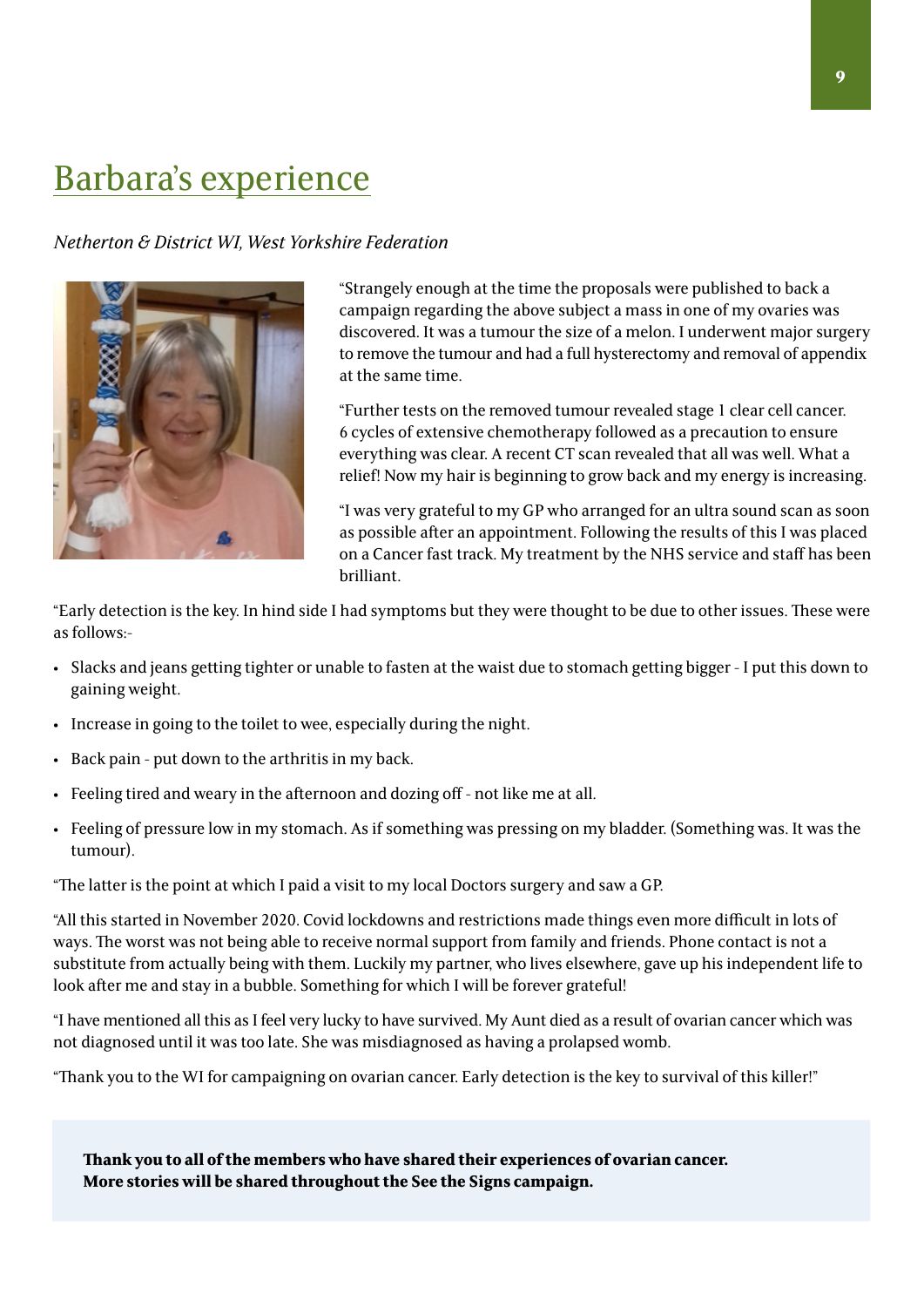# Barbara's experience

*Netherton & District WI, West Yorkshire Federation*

"Strangely enough at the time the proposals were published to back a campaign regarding the above subject a mass in one of my ovaries was discovered. It was a tumour the size of a melon. I underwent major surgery to remove the tumour and had a full hysterectomy and removal of appendix at the same time.

"Further tests on the removed tumour revealed stage 1 clear cell cancer. 6 cycles of extensive chemotherapy followed as a precaution to ensure everything was clear. A recent CT scan revealed that all was well. What a relief! Now my hair is beginning to grow back and my energy is increasing.

"I was very grateful to my GP who arranged for an ultra sound scan as soon as possible after an appointment. Following the results of this I was placed on a Cancer fast track. My treatment by the NHS service and staff has been brilliant.

"Early detection is the key. In hind side I had symptoms but they were thought to be due to other issues. These were as follows:-

- Slacks and jeans getting tighter or unable to fasten at the waist due to stomach getting bigger - I put this down to gaining weight.
- Increase in going to the toilet to wee, especially during the night.
- Back pain - put down to the arthritis in my back.
- Feeling tired and weary in the afternoon and dozing off - not like me at all.
- Feeling of pressure low in my stomach. As if something was pressing on my bladder. (Something was. It was the tumour).

"The latter is the point at which I paid a visit to my local Doctors surgery and saw a GP.

"All this started in November 2020. Covid lockdowns and restrictions made things even more difficult in lots of ways. The worst was not being able to receive normal support from family and friends. Phone contact is not a substitute from actually being with them. Luckily my partner, who lives elsewhere, gave up his independent life to look after me and stay in a bubble. Something for which I will be forever grateful!

"I have mentioned all this as I feel very lucky to have survived. My Aunt died as a result of ovarian cancer which was not diagnosed until it was too late. She was misdiagnosed as having a prolapsed womb.

"Thank you to the WI for campaigning on ovarian cancer. Early detection is the key to survival of this killer!"

**Thank you to all of the members who have shared their experiences of ovarian cancer. More stories will be shared throughout the See the Signs campaign.**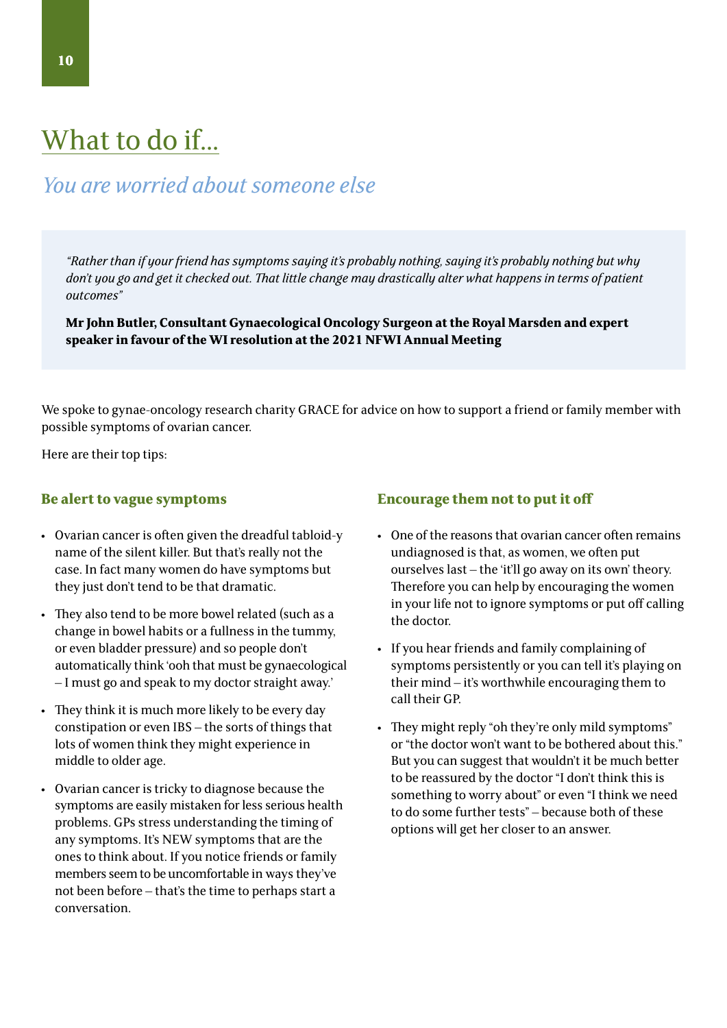# What to do if...

## *You are worried about someone else*

> *"Rather than if your friend has symptoms saying it's probably nothing, saying it's probably nothing but why don't you go and get it checked out. That little change may drastically alter what happens in terms of patient outcomes"*
>
> **Mr John Butler, Consultant Gynaecological Oncology Surgeon at the Royal Marsden and expert speaker in favour of the WI resolution at the 2021 NFWI Annual Meeting**

We spoke to gynae-oncology research charity GRACE for advice on how to support a friend or family member with possible symptoms of ovarian cancer.

Here are their top tips:

### Be alert to vague symptoms

- Ovarian cancer is often given the dreadful tabloid-y name of the silent killer. But that's really not the case. In fact many women do have symptoms but they just don't tend to be that dramatic.
- They also tend to be more bowel related (such as a change in bowel habits or a fullness in the tummy, or even bladder pressure) and so people don't automatically think 'ooh that must be gynaecological – I must go and speak to my doctor straight away.'
- They think it is much more likely to be every day constipation or even IBS – the sorts of things that lots of women think they might experience in middle to older age.
- Ovarian cancer is tricky to diagnose because the symptoms are easily mistaken for less serious health problems. GPs stress understanding the timing of any symptoms. It's NEW symptoms that are the ones to think about. If you notice friends or family members seem to be uncomfortable in ways they've not been before – that's the time to perhaps start a conversation.

### Encourage them not to put it off

- One of the reasons that ovarian cancer often remains undiagnosed is that, as women, we often put ourselves last – the 'it'll go away on its own' theory. Therefore you can help by encouraging the women in your life not to ignore symptoms or put off calling the doctor.
- If you hear friends and family complaining of symptoms persistently or you can tell it's playing on their mind – it's worthwhile encouraging them to call their GP.
- They might reply "oh they're only mild symptoms" or "the doctor won't want to be bothered about this." But you can suggest that wouldn't it be much better to be reassured by the doctor "I don't think this is something to worry about" or even "I think we need to do some further tests" – because both of these options will get her closer to an answer.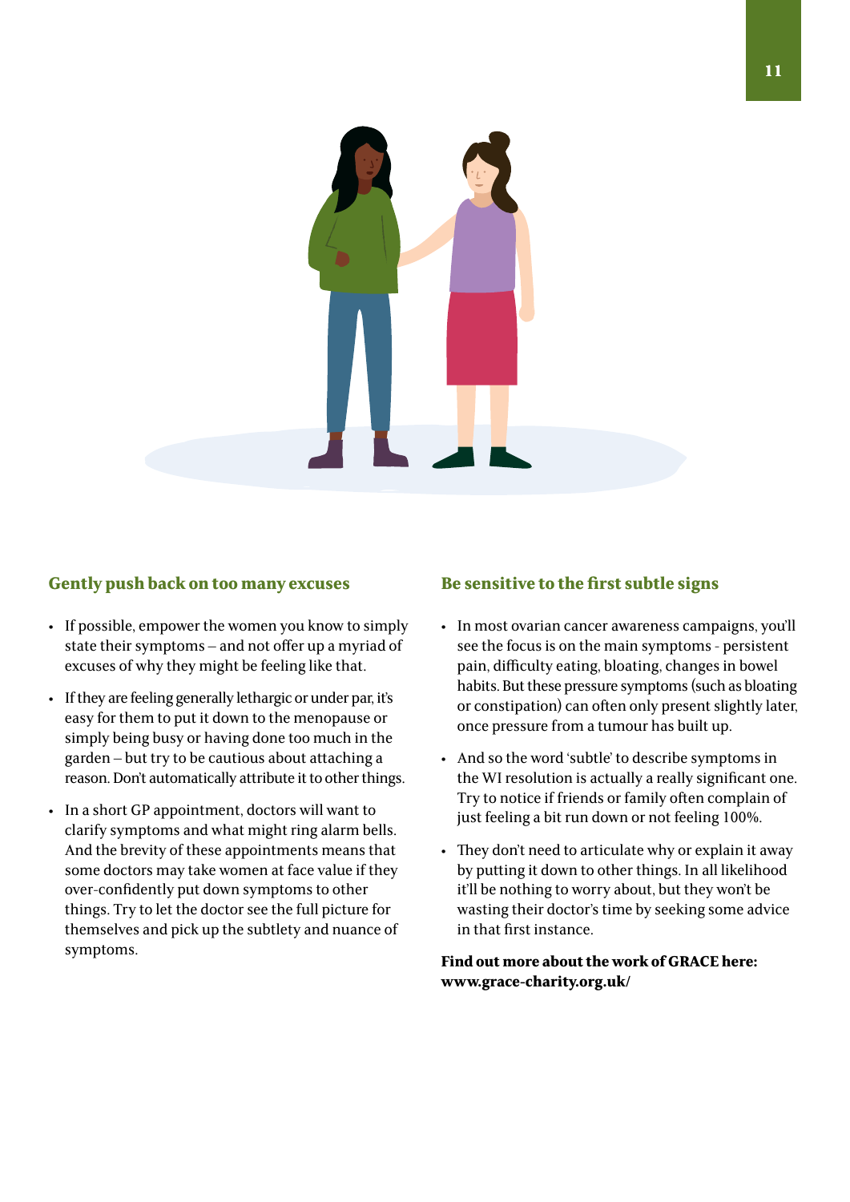## Gently push back on too many excuses

- If possible, empower the women you know to simply state their symptoms – and not offer up a myriad of excuses of why they might be feeling like that.
- If they are feeling generally lethargic or under par, it's easy for them to put it down to the menopause or simply being busy or having done too much in the garden – but try to be cautious about attaching a reason. Don't automatically attribute it to other things.
- In a short GP appointment, doctors will want to clarify symptoms and what might ring alarm bells. And the brevity of these appointments means that some doctors may take women at face value if they over-confidently put down symptoms to other things. Try to let the doctor see the full picture for themselves and pick up the subtlety and nuance of symptoms.

## Be sensitive to the first subtle signs

- In most ovarian cancer awareness campaigns, you'll see the focus is on the main symptoms - persistent pain, difficulty eating, bloating, changes in bowel habits. But these pressure symptoms (such as bloating or constipation) can often only present slightly later, once pressure from a tumour has built up.
- And so the word 'subtle' to describe symptoms in the WI resolution is actually a really significant one. Try to notice if friends or family often complain of just feeling a bit run down or not feeling 100%.
- They don't need to articulate why or explain it away by putting it down to other things. In all likelihood it'll be nothing to worry about, but they won't be wasting their doctor's time by seeking some advice in that first instance.

**Find out more about the work of GRACE here: www.grace-charity.org.uk/**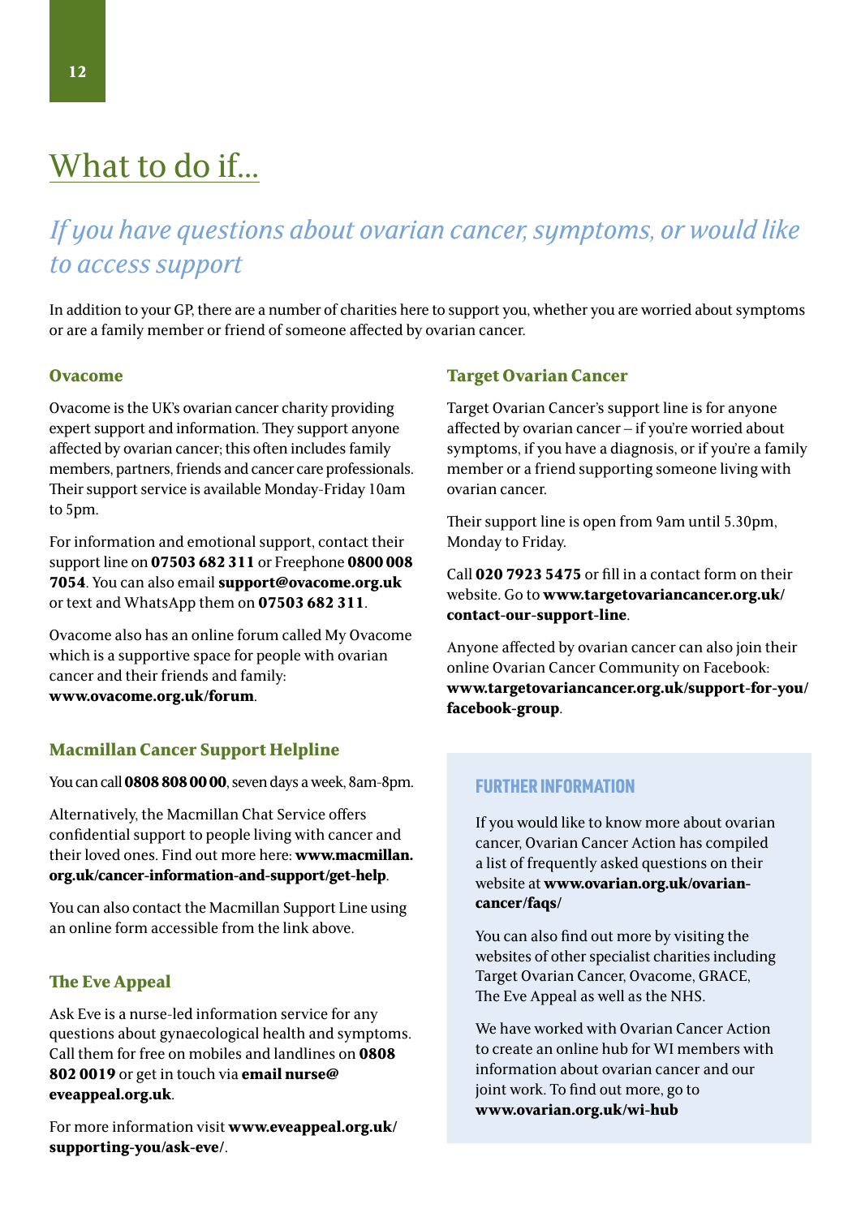# What to do if...

## *If you have questions about ovarian cancer, symptoms, or would like to access support*

In addition to your GP, there are a number of charities here to support you, whether you are worried about symptoms or are a family member or friend of someone affected by ovarian cancer.

### Ovacome

Ovacome is the UK's ovarian cancer charity providing expert support and information. They support anyone affected by ovarian cancer; this often includes family members, partners, friends and cancer care professionals. Their support service is available Monday-Friday 10am to 5pm.

For information and emotional support, contact their support line on **07503 682 311** or Freephone **0800 008 7054**. You can also email **support@ovacome.org.uk** or text and WhatsApp them on **07503 682 311**.

Ovacome also has an online forum called My Ovacome which is a supportive space for people with ovarian cancer and their friends and family: **www.ovacome.org.uk/forum**.

### Macmillan Cancer Support Helpline

You can call **0808 808 00 00**, seven days a week, 8am-8pm.

Alternatively, the Macmillan Chat Service offers confidential support to people living with cancer and their loved ones. Find out more here: **www.macmillan.org.uk/cancer-information-and-support/get-help**.

You can also contact the Macmillan Support Line using an online form accessible from the link above.

### The Eve Appeal

Ask Eve is a nurse-led information service for any questions about gynaecological health and symptoms. Call them for free on mobiles and landlines on **0808 802 0019** or get in touch via **email nurse@eveappeal.org.uk**.

For more information visit **www.eveappeal.org.uk/supporting-you/ask-eve/**.

### Target Ovarian Cancer

Target Ovarian Cancer's support line is for anyone affected by ovarian cancer – if you're worried about symptoms, if you have a diagnosis, or if you're a family member or a friend supporting someone living with ovarian cancer.

Their support line is open from 9am until 5.30pm, Monday to Friday.

Call **020 7923 5475** or fill in a contact form on their website. Go to **www.targetovariancancer.org.uk/contact-our-support-line**.

Anyone affected by ovarian cancer can also join their online Ovarian Cancer Community on Facebook: **www.targetovariancancer.org.uk/support-for-you/facebook-group**.

### FURTHER INFORMATION

If you would like to know more about ovarian cancer, Ovarian Cancer Action has compiled a list of frequently asked questions on their website at **www.ovarian.org.uk/ovarian-cancer/faqs/**

You can also find out more by visiting the websites of other specialist charities including Target Ovarian Cancer, Ovacome, GRACE, The Eve Appeal as well as the NHS.

We have worked with Ovarian Cancer Action to create an online hub for WI members with information about ovarian cancer and our joint work. To find out more, go to **www.ovarian.org.uk/wi-hub**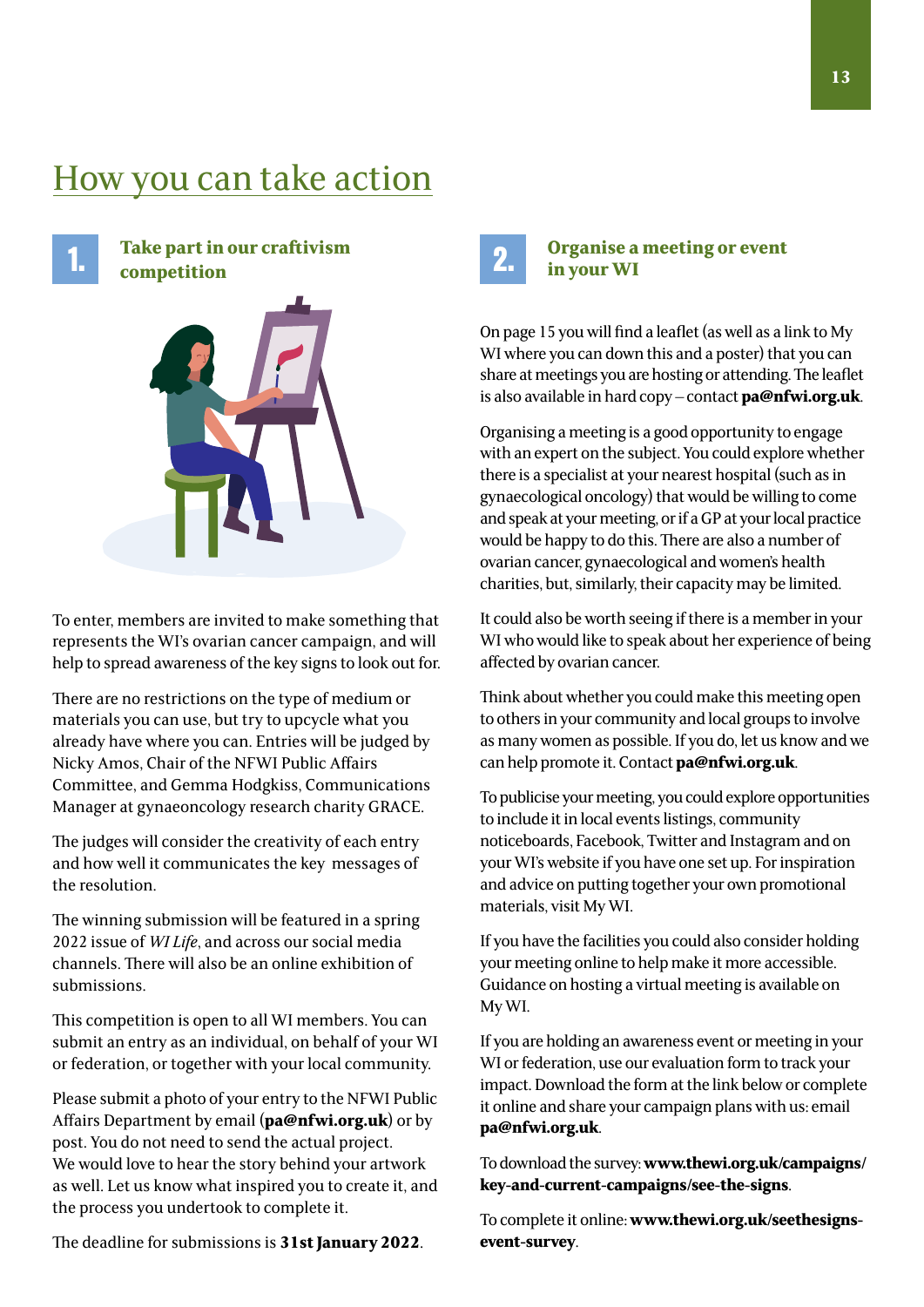# How you can take action

## 1. Take part in our craftivism competition

To enter, members are invited to make something that represents the WI's ovarian cancer campaign, and will help to spread awareness of the key signs to look out for.

There are no restrictions on the type of medium or materials you can use, but try to upcycle what you already have where you can. Entries will be judged by Nicky Amos, Chair of the NFWI Public Affairs Committee, and Gemma Hodgkiss, Communications Manager at gynaeoncology research charity GRACE.

The judges will consider the creativity of each entry and how well it communicates the key messages of the resolution.

The winning submission will be featured in a spring 2022 issue of *WI Life*, and across our social media channels. There will also be an online exhibition of submissions.

This competition is open to all WI members. You can submit an entry as an individual, on behalf of your WI or federation, or together with your local community.

Please submit a photo of your entry to the NFWI Public Affairs Department by email (**pa@nfwi.org.uk**) or by post. You do not need to send the actual project. We would love to hear the story behind your artwork as well. Let us know what inspired you to create it, and the process you undertook to complete it.

The deadline for submissions is **31st January 2022**.

## 2. Organise a meeting or event in your WI

On page 15 you will find a leaflet (as well as a link to My WI where you can down this and a poster) that you can share at meetings you are hosting or attending. The leaflet is also available in hard copy – contact **pa@nfwi.org.uk**.

Organising a meeting is a good opportunity to engage with an expert on the subject. You could explore whether there is a specialist at your nearest hospital (such as in gynaecological oncology) that would be willing to come and speak at your meeting, or if a GP at your local practice would be happy to do this. There are also a number of ovarian cancer, gynaecological and women's health charities, but, similarly, their capacity may be limited.

It could also be worth seeing if there is a member in your WI who would like to speak about her experience of being affected by ovarian cancer.

Think about whether you could make this meeting open to others in your community and local groups to involve as many women as possible. If you do, let us know and we can help promote it. Contact **pa@nfwi.org.uk**.

To publicise your meeting, you could explore opportunities to include it in local events listings, community noticeboards, Facebook, Twitter and Instagram and on your WI's website if you have one set up. For inspiration and advice on putting together your own promotional materials, visit My WI.

If you have the facilities you could also consider holding your meeting online to help make it more accessible. Guidance on hosting a virtual meeting is available on My WI.

If you are holding an awareness event or meeting in your WI or federation, use our evaluation form to track your impact. Download the form at the link below or complete it online and share your campaign plans with us: email **pa@nfwi.org.uk**.

To download the survey: **www.thewi.org.uk/campaigns/key-and-current-campaigns/see-the-signs**.

To complete it online: **www.thewi.org.uk/seethesigns-event-survey**.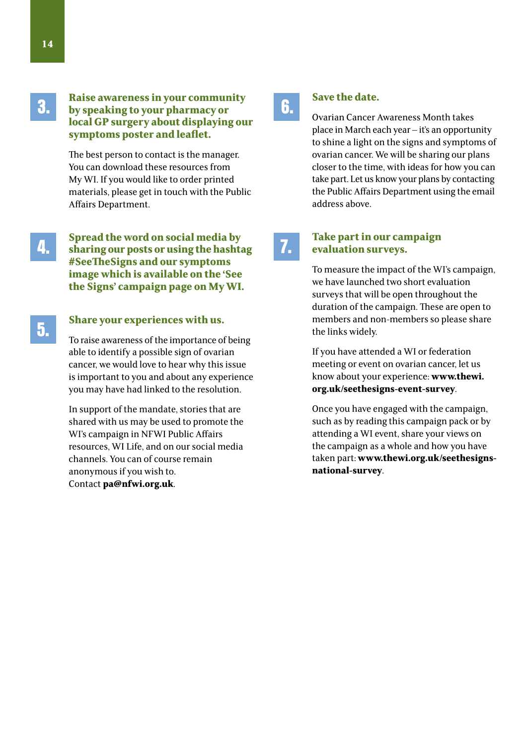### 3. Raise awareness in your community by speaking to your pharmacy or local GP surgery about displaying our symptoms poster and leaflet.

The best person to contact is the manager. You can download these resources from My WI. If you would like to order printed materials, please get in touch with the Public Affairs Department.

### 4. Spread the word on social media by sharing our posts or using the hashtag #SeeTheSigns and our symptoms image which is available on the 'See the Signs' campaign page on My WI.

### 5. Share your experiences with us.

To raise awareness of the importance of being able to identify a possible sign of ovarian cancer, we would love to hear why this issue is important to you and about any experience you may have had linked to the resolution.

In support of the mandate, stories that are shared with us may be used to promote the WI's campaign in NFWI Public Affairs resources, WI Life, and on our social media channels. You can of course remain anonymous if you wish to. Contact **pa@nfwi.org.uk**.

### 6. Save the date.

Ovarian Cancer Awareness Month takes place in March each year – it's an opportunity to shine a light on the signs and symptoms of ovarian cancer. We will be sharing our plans closer to the time, with ideas for how you can take part. Let us know your plans by contacting the Public Affairs Department using the email address above.

### 7. Take part in our campaign evaluation surveys.

To measure the impact of the WI's campaign, we have launched two short evaluation surveys that will be open throughout the duration of the campaign. These are open to members and non-members so please share the links widely.

If you have attended a WI or federation meeting or event on ovarian cancer, let us know about your experience: **www.thewi.org.uk/seethesigns-event-survey**.

Once you have engaged with the campaign, such as by reading this campaign pack or by attending a WI event, share your views on the campaign as a whole and how you have taken part: **www.thewi.org.uk/seethesigns-national-survey**.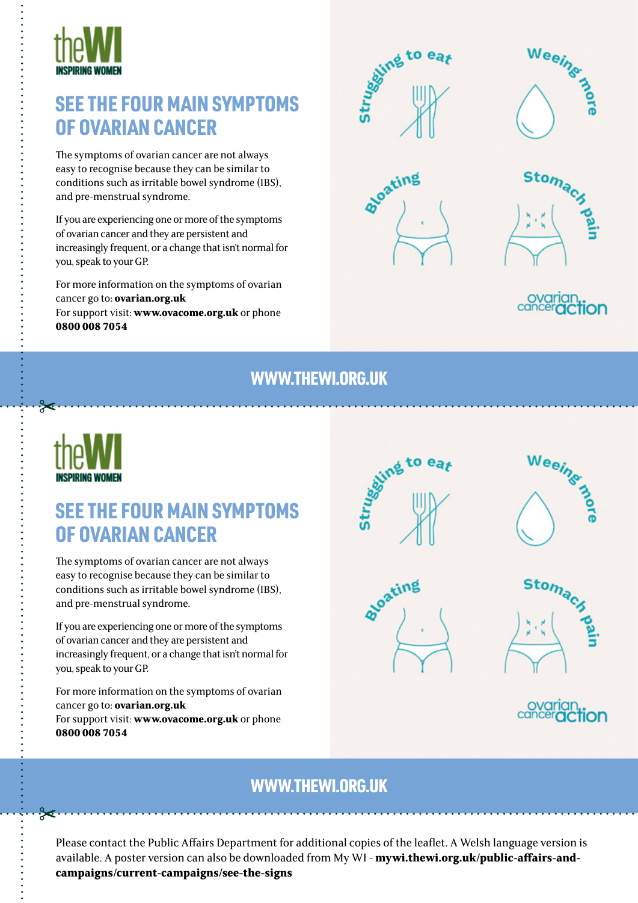theWI
INSPIRING WOMEN

## SEE THE FOUR MAIN SYMPTOMS OF OVARIAN CANCER

The symptoms of ovarian cancer are not always easy to recognise because they can be similar to conditions such as irritable bowel syndrome (IBS), and pre-menstrual syndrome.

If you are experiencing one or more of the symptoms of ovarian cancer and they are persistent and increasingly frequent, or a change that isn't normal for you, speak to your GP.

For more information on the symptoms of ovarian cancer go to: **ovarian.org.uk**
For support visit: **www.ovacome.org.uk** or phone **0800 008 7054**

Struggling to eat

Weeing more

Bloating

Stomach pain

ovarian cancer action

**WWW.THEWI.ORG.UK**

---

theWI
INSPIRING WOMEN

## SEE THE FOUR MAIN SYMPTOMS OF OVARIAN CANCER

The symptoms of ovarian cancer are not always easy to recognise because they can be similar to conditions such as irritable bowel syndrome (IBS), and pre-menstrual syndrome.

If you are experiencing one or more of the symptoms of ovarian cancer and they are persistent and increasingly frequent, or a change that isn't normal for you, speak to your GP.

For more information on the symptoms of ovarian cancer go to: **ovarian.org.uk**
For support visit: **www.ovacome.org.uk** or phone **0800 008 7054**

Struggling to eat

Weeing more

Bloating

Stomach pain

ovarian cancer action

**WWW.THEWI.ORG.UK**

---

Please contact the Public Affairs Department for additional copies of the leaflet. A Welsh language version is available. A poster version can also be downloaded from My WI - **mywi.thewi.org.uk/public-affairs-and-campaigns/current-campaigns/see-the-signs**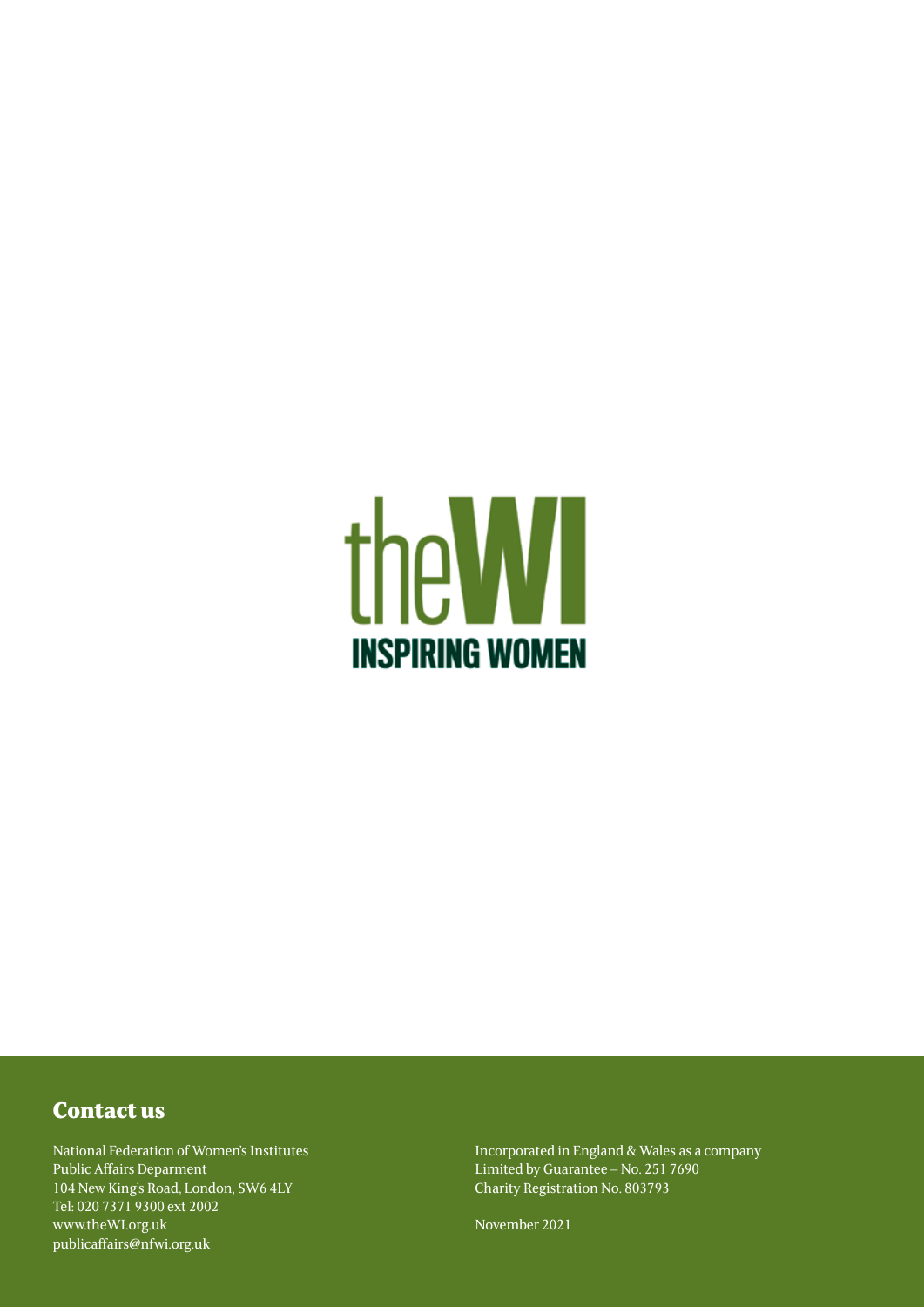theWI
INSPIRING WOMEN

## Contact us

National Federation of Women's Institutes
Public Affairs Deparment
104 New King's Road, London, SW6 4LY
Tel: 020 7371 9300 ext 2002
www.theWI.org.uk
publicaffairs@nfwi.org.uk

Incorporated in England & Wales as a company
Limited by Guarantee – No. 251 7690
Charity Registration No. 803793

November 2021